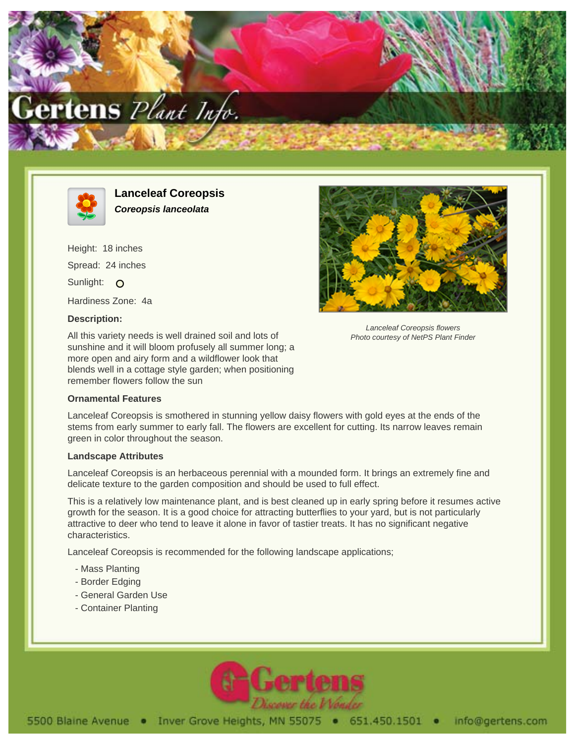# Lanceleaf Coreopsis

***Coreopsis lanceolata***

Height: 18 inches

Spread: 24 inches

Sunlight: O

Hardiness Zone: 4a

**Description:**

All this variety needs is well drained soil and lots of sunshine and it will bloom profusely all summer long; a more open and airy form and a wildflower look that blends well in a cottage style garden; when positioning remember flowers follow the sun

*Lanceleaf Coreopsis flowers*
*Photo courtesy of NetPS Plant Finder*

### Ornamental Features

Lanceleaf Coreopsis is smothered in stunning yellow daisy flowers with gold eyes at the ends of the stems from early summer to early fall. The flowers are excellent for cutting. Its narrow leaves remain green in color throughout the season.

### Landscape Attributes

Lanceleaf Coreopsis is an herbaceous perennial with a mounded form. It brings an extremely fine and delicate texture to the garden composition and should be used to full effect.

This is a relatively low maintenance plant, and is best cleaned up in early spring before it resumes active growth for the season. It is a good choice for attracting butterflies to your yard, but is not particularly attractive to deer who tend to leave it alone in favor of tastier treats. It has no significant negative characteristics.

Lanceleaf Coreopsis is recommended for the following landscape applications;

- Mass Planting
- Border Edging
- General Garden Use
- Container Planting

5500 Blaine Avenue • Inver Grove Heights, MN 55075 • 651.450.1501 • info@gertens.com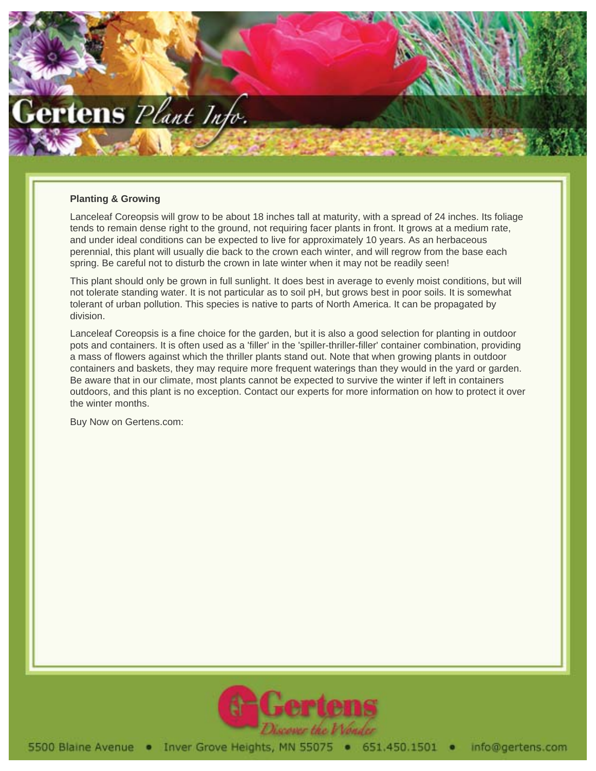**Planting & Growing**

Lanceleaf Coreopsis will grow to be about 18 inches tall at maturity, with a spread of 24 inches. Its foliage tends to remain dense right to the ground, not requiring facer plants in front. It grows at a medium rate, and under ideal conditions can be expected to live for approximately 10 years. As an herbaceous perennial, this plant will usually die back to the crown each winter, and will regrow from the base each spring. Be careful not to disturb the crown in late winter when it may not be readily seen!

This plant should only be grown in full sunlight. It does best in average to evenly moist conditions, but will not tolerate standing water. It is not particular as to soil pH, but grows best in poor soils. It is somewhat tolerant of urban pollution. This species is native to parts of North America. It can be propagated by division.

Lanceleaf Coreopsis is a fine choice for the garden, but it is also a good selection for planting in outdoor pots and containers. It is often used as a 'filler' in the 'spiller-thriller-filler' container combination, providing a mass of flowers against which the thriller plants stand out. Note that when growing plants in outdoor containers and baskets, they may require more frequent waterings than they would in the yard or garden. Be aware that in our climate, most plants cannot be expected to survive the winter if left in containers outdoors, and this plant is no exception. Contact our experts for more information on how to protect it over the winter months.

Buy Now on Gertens.com: